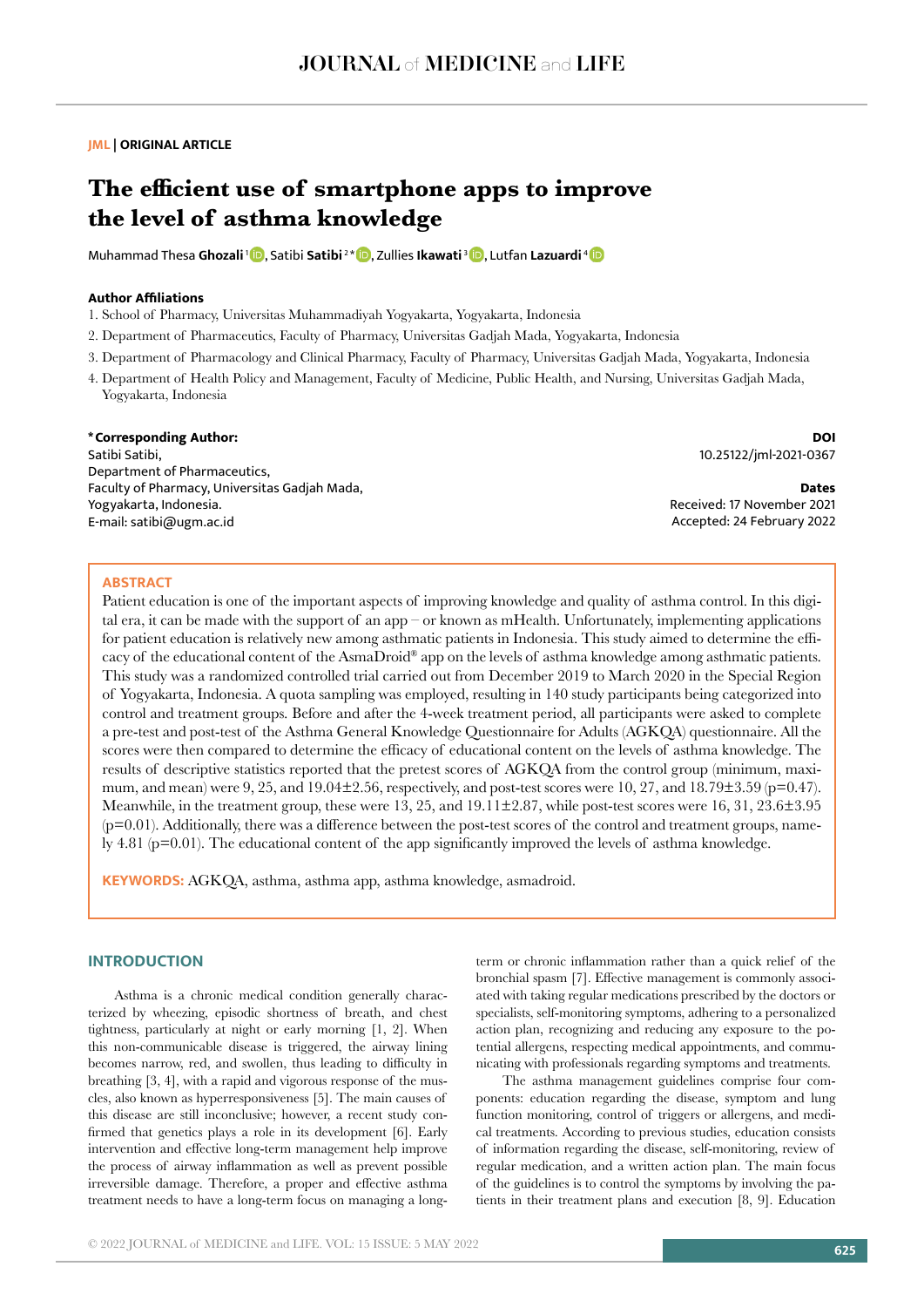JML | ORIGINAL ARTICLE

# The efficient use of smartphone apps to improve the level of asthma knowledge

Muhammad Thesa **Ghozali** [1], Satibi **Satibi** [2*], Zullies **Ikawati** [3], Lutfan **Lazuardi** [4]

**Author Affiliations**

1. School of Pharmacy, Universitas Muhammadiyah Yogyakarta, Yogyakarta, Indonesia
2. Department of Pharmaceutics, Faculty of Pharmacy, Universitas Gadjah Mada, Yogyakarta, Indonesia
3. Department of Pharmacology and Clinical Pharmacy, Faculty of Pharmacy, Universitas Gadjah Mada, Yogyakarta, Indonesia
4. Department of Health Policy and Management, Faculty of Medicine, Public Health, and Nursing, Universitas Gadjah Mada, Yogyakarta, Indonesia

**\*Corresponding Author:**
Satibi Satibi,
Department of Pharmaceutics,
Faculty of Pharmacy, Universitas Gadjah Mada,
Yogyakarta, Indonesia.
E-mail: satibi@ugm.ac.id

**DOI**
10.25122/jml-2021-0367

**Dates**
Received: 17 November 2021
Accepted: 24 February 2022

## ABSTRACT

Patient education is one of the important aspects of improving knowledge and quality of asthma control. In this digital era, it can be made with the support of an app – or known as mHealth. Unfortunately, implementing applications for patient education is relatively new among asthmatic patients in Indonesia. This study aimed to determine the efficacy of the educational content of the AsmaDroid® app on the levels of asthma knowledge among asthmatic patients. This study was a randomized controlled trial carried out from December 2019 to March 2020 in the Special Region of Yogyakarta, Indonesia. A quota sampling was employed, resulting in 140 study participants being categorized into control and treatment groups. Before and after the 4-week treatment period, all participants were asked to complete a pre-test and post-test of the Asthma General Knowledge Questionnaire for Adults (AGKQA) questionnaire. All the scores were then compared to determine the efficacy of educational content on the levels of asthma knowledge. The results of descriptive statistics reported that the pretest scores of AGKQA from the control group (minimum, maximum, and mean) were 9, 25, and 19.04±2.56, respectively, and post-test scores were 10, 27, and 18.79±3.59 (p=0.47). Meanwhile, in the treatment group, these were 13, 25, and 19.11±2.87, while post-test scores were 16, 31, 23.6±3.95 (p=0.01). Additionally, there was a difference between the post-test scores of the control and treatment groups, namely 4.81 (p=0.01). The educational content of the app significantly improved the levels of asthma knowledge.

**KEYWORDS:** AGKQA, asthma, asthma app, asthma knowledge, asmadroid.

## INTRODUCTION

Asthma is a chronic medical condition generally characterized by wheezing, episodic shortness of breath, and chest tightness, particularly at night or early morning [1, 2]. When this non-communicable disease is triggered, the airway lining becomes narrow, red, and swollen, thus leading to difficulty in breathing [3, 4], with a rapid and vigorous response of the muscles, also known as hyperresponsiveness [5]. The main causes of this disease are still inconclusive; however, a recent study confirmed that genetics plays a role in its development [6]. Early intervention and effective long-term management help improve the process of airway inflammation as well as prevent possible irreversible damage. Therefore, a proper and effective asthma treatment needs to have a long-term focus on managing a long-term or chronic inflammation rather than a quick relief of the bronchial spasm [7]. Effective management is commonly associated with taking regular medications prescribed by the doctors or specialists, self-monitoring symptoms, adhering to a personalized action plan, recognizing and reducing any exposure to the potential allergens, respecting medical appointments, and communicating with professionals regarding symptoms and treatments.

The asthma management guidelines comprise four components: education regarding the disease, symptom and lung function monitoring, control of triggers or allergens, and medical treatments. According to previous studies, education consists of information regarding the disease, self-monitoring, review of regular medication, and a written action plan. The main focus of the guidelines is to control the symptoms by involving the patients in their treatment plans and execution [8, 9]. Education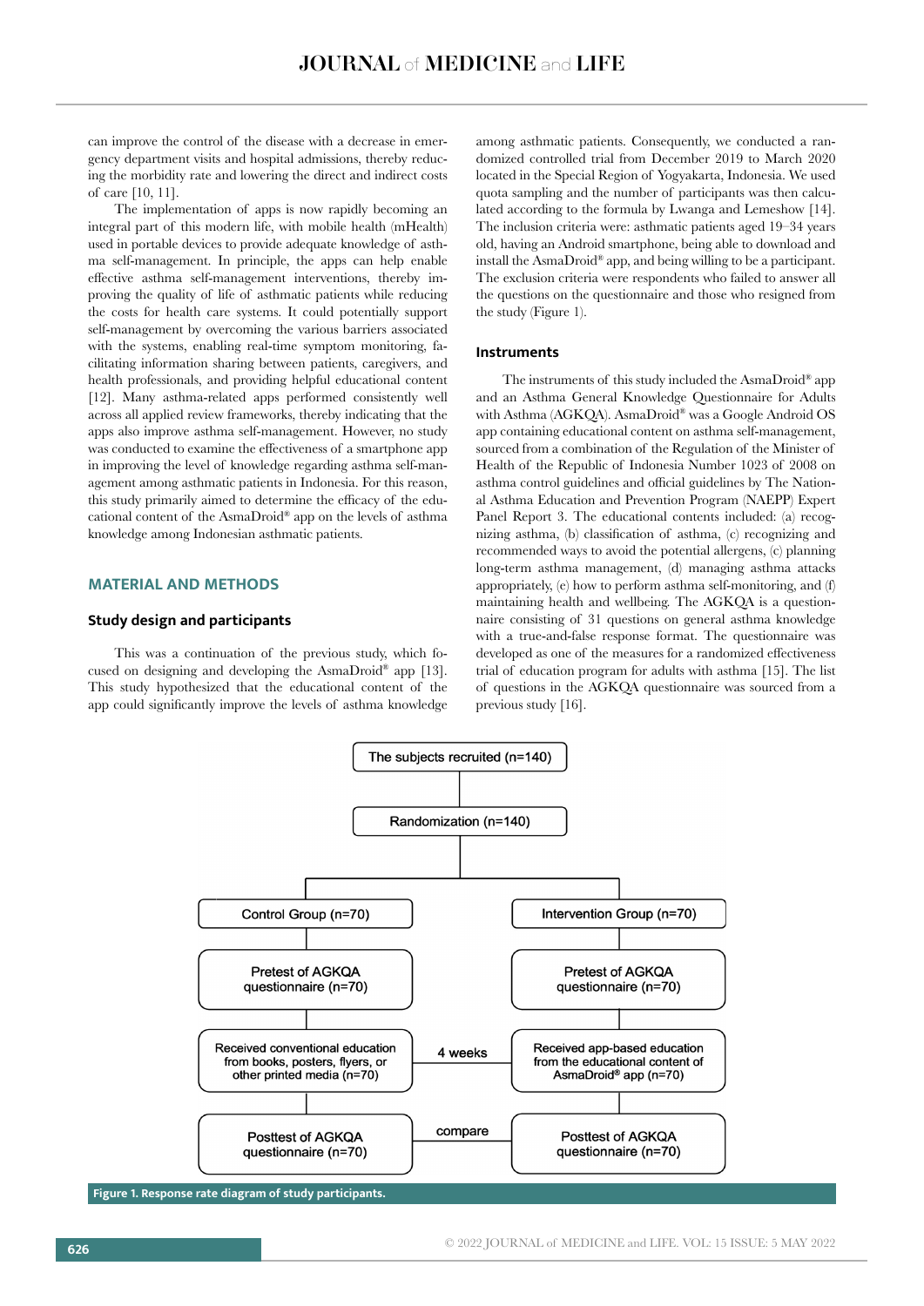can improve the control of the disease with a decrease in emergency department visits and hospital admissions, thereby reducing the morbidity rate and lowering the direct and indirect costs of care [10, 11].

The implementation of apps is now rapidly becoming an integral part of this modern life, with mobile health (mHealth) used in portable devices to provide adequate knowledge of asthma self-management. In principle, the apps can help enable effective asthma self-management interventions, thereby improving the quality of life of asthmatic patients while reducing the costs for health care systems. It could potentially support self-management by overcoming the various barriers associated with the systems, enabling real-time symptom monitoring, facilitating information sharing between patients, caregivers, and health professionals, and providing helpful educational content [12]. Many asthma-related apps performed consistently well across all applied review frameworks, thereby indicating that the apps also improve asthma self-management. However, no study was conducted to examine the effectiveness of a smartphone app in improving the level of knowledge regarding asthma self-management among asthmatic patients in Indonesia. For this reason, this study primarily aimed to determine the efficacy of the educational content of the AsmaDroid® app on the levels of asthma knowledge among Indonesian asthmatic patients.

## MATERIAL AND METHODS

### Study design and participants

This was a continuation of the previous study, which focused on designing and developing the AsmaDroid® app [13]. This study hypothesized that the educational content of the app could significantly improve the levels of asthma knowledge among asthmatic patients. Consequently, we conducted a randomized controlled trial from December 2019 to March 2020 located in the Special Region of Yogyakarta, Indonesia. We used quota sampling and the number of participants was then calculated according to the formula by Lwanga and Lemeshow [14]. The inclusion criteria were: asthmatic patients aged 19–34 years old, having an Android smartphone, being able to download and install the AsmaDroid® app, and being willing to be a participant. The exclusion criteria were respondents who failed to answer all the questions on the questionnaire and those who resigned from the study (Figure 1).

### Instruments

The instruments of this study included the AsmaDroid® app and an Asthma General Knowledge Questionnaire for Adults with Asthma (AGKQA). AsmaDroid® was a Google Android OS app containing educational content on asthma self-management, sourced from a combination of the Regulation of the Minister of Health of the Republic of Indonesia Number 1023 of 2008 on asthma control guidelines and official guidelines by The National Asthma Education and Prevention Program (NAEPP) Expert Panel Report 3. The educational contents included: (a) recognizing asthma, (b) classification of asthma, (c) recognizing and recommended ways to avoid the potential allergens, (c) planning long-term asthma management, (d) managing asthma attacks appropriately, (e) how to perform asthma self-monitoring, and (f) maintaining health and wellbeing. The AGKQA is a questionnaire consisting of 31 questions on general asthma knowledge with a true-and-false response format. The questionnaire was developed as one of the measures for a randomized effectiveness trial of education program for adults with asthma [15]. The list of questions in the AGKQA questionnaire was sourced from a previous study [16].

The subjects recruited (n=140)

Randomization (n=140)

| Control Group (n=70) | | Intervention Group (n=70) |
|---|---|---|
| Pretest of AGKQA questionnaire (n=70) | | Pretest of AGKQA questionnaire (n=70) |
| Received conventional education from books, posters, flyers, or other printed media (n=70) | 4 weeks | Received app-based education from the educational content of AsmaDroid® app (n=70) |
| Posttest of AGKQA questionnaire (n=70) | compare | Posttest of AGKQA questionnaire (n=70) |

**Figure 1. Response rate diagram of study participants.**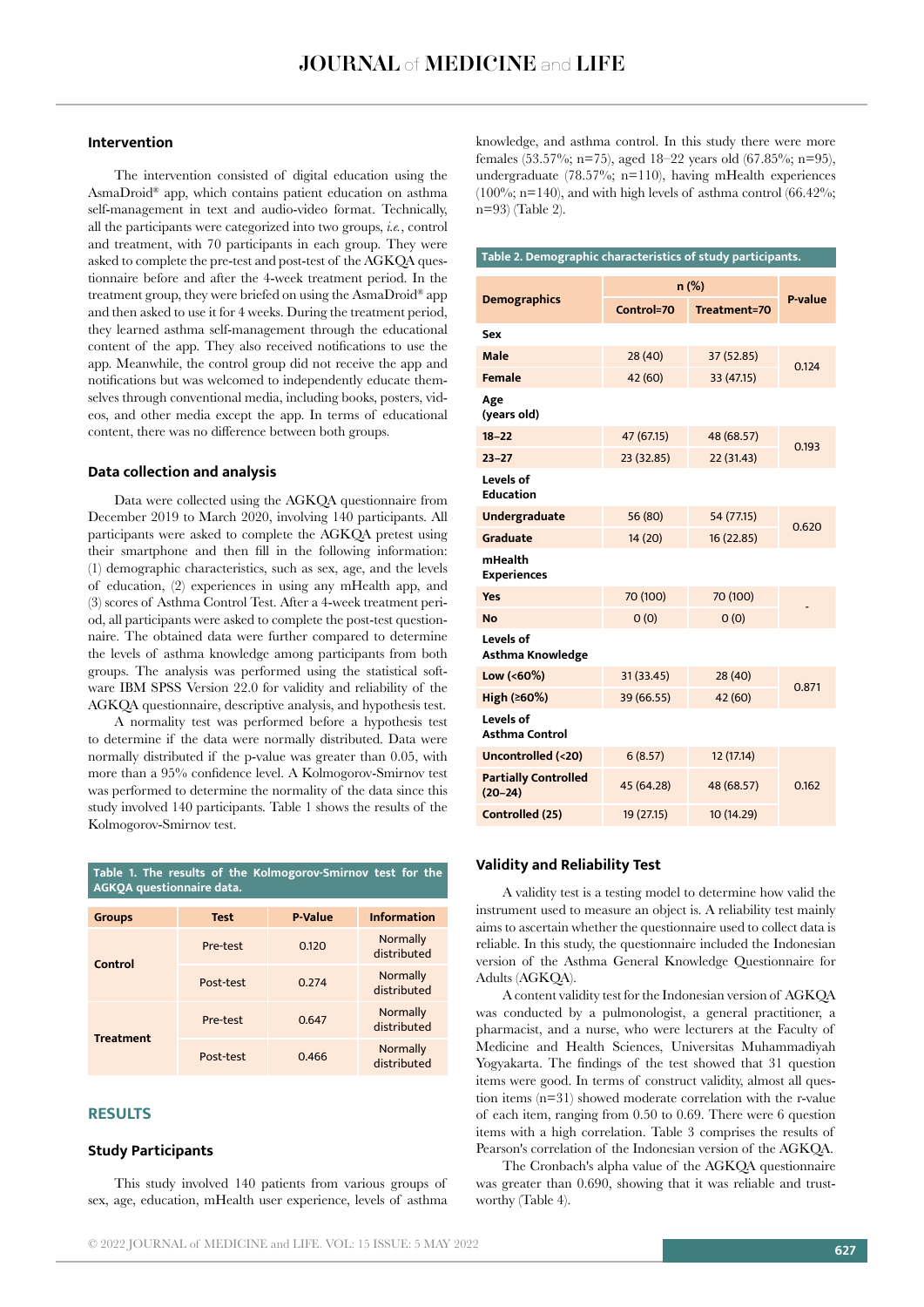### Intervention

The intervention consisted of digital education using the AsmaDroid® app, which contains patient education on asthma self-management in text and audio-video format. Technically, all the participants were categorized into two groups, *i.e.*, control and treatment, with 70 participants in each group. They were asked to complete the pre-test and post-test of the AGKQA questionnaire before and after the 4-week treatment period. In the treatment group, they were briefed on using the AsmaDroid® app and then asked to use it for 4 weeks. During the treatment period, they learned asthma self-management through the educational content of the app. They also received notifications to use the app. Meanwhile, the control group did not receive the app and notifications but was welcomed to independently educate themselves through conventional media, including books, posters, videos, and other media except the app. In terms of educational content, there was no difference between both groups.

### Data collection and analysis

Data were collected using the AGKQA questionnaire from December 2019 to March 2020, involving 140 participants. All participants were asked to complete the AGKQA pretest using their smartphone and then fill in the following information: (1) demographic characteristics, such as sex, age, and the levels of education, (2) experiences in using any mHealth app, and (3) scores of Asthma Control Test. After a 4-week treatment period, all participants were asked to complete the post-test questionnaire. The obtained data were further compared to determine the levels of asthma knowledge among participants from both groups. The analysis was performed using the statistical software IBM SPSS Version 22.0 for validity and reliability of the AGKQA questionnaire, descriptive analysis, and hypothesis test.

A normality test was performed before a hypothesis test to determine if the data were normally distributed. Data were normally distributed if the p-value was greater than 0.05, with more than a 95% confidence level. A Kolmogorov-Smirnov test was performed to determine the normality of the data since this study involved 140 participants. Table 1 shows the results of the Kolmogorov-Smirnov test.

**Table 1. The results of the Kolmogorov-Smirnov test for the AGKQA questionnaire data.**

| Groups | Test | P-Value | Information |
|---|---|---|---|
| Control | Pre-test | 0.120 | Normally distributed |
| | Post-test | 0.274 | Normally distributed |
| Treatment | Pre-test | 0.647 | Normally distributed |
| | Post-test | 0.466 | Normally distributed |

## RESULTS

### Study Participants

This study involved 140 patients from various groups of sex, age, education, mHealth user experience, levels of asthma knowledge, and asthma control. In this study there were more females (53.57%; n=75), aged 18–22 years old (67.85%; n=95), undergraduate (78.57%; n=110), having mHealth experiences (100%; n=140), and with high levels of asthma control (66.42%; n=93) (Table 2).

**Table 2. Demographic characteristics of study participants.**

| Demographics | n (%) | | P-value |
|---|---|---|---|
| | Control=70 | Treatment=70 | |
| **Sex** | | | |
| Male | 28 (40) | 37 (52.85) | 0.124 |
| Female | 42 (60) | 33 (47.15) | |
| **Age (years old)** | | | |
| 18–22 | 47 (67.15) | 48 (68.57) | 0.193 |
| 23–27 | 23 (32.85) | 22 (31.43) | |
| **Levels of Education** | | | |
| Undergraduate | 56 (80) | 54 (77.15) | 0.620 |
| Graduate | 14 (20) | 16 (22.85) | |
| **mHealth Experiences** | | | |
| Yes | 70 (100) | 70 (100) | - |
| No | 0 (0) | 0 (0) | |
| **Levels of Asthma Knowledge** | | | |
| Low (<60%) | 31 (33.45) | 28 (40) | 0.871 |
| High (≥60%) | 39 (66.55) | 42 (60) | |
| **Levels of Asthma Control** | | | |
| Uncontrolled (<20) | 6 (8.57) | 12 (17.14) | 0.162 |
| Partially Controlled (20–24) | 45 (64.28) | 48 (68.57) | |
| Controlled (25) | 19 (27.15) | 10 (14.29) | |

### Validity and Reliability Test

A validity test is a testing model to determine how valid the instrument used to measure an object is. A reliability test mainly aims to ascertain whether the questionnaire used to collect data is reliable. In this study, the questionnaire included the Indonesian version of the Asthma General Knowledge Questionnaire for Adults (AGKQA).

A content validity test for the Indonesian version of AGKQA was conducted by a pulmonologist, a general practitioner, a pharmacist, and a nurse, who were lecturers at the Faculty of Medicine and Health Sciences, Universitas Muhammadiyah Yogyakarta. The findings of the test showed that 31 question items were good. In terms of construct validity, almost all question items (n=31) showed moderate correlation with the r-value of each item, ranging from 0.50 to 0.69. There were 6 question items with a high correlation. Table 3 comprises the results of Pearson's correlation of the Indonesian version of the AGKQA.

The Cronbach's alpha value of the AGKQA questionnaire was greater than 0.690, showing that it was reliable and trustworthy (Table 4).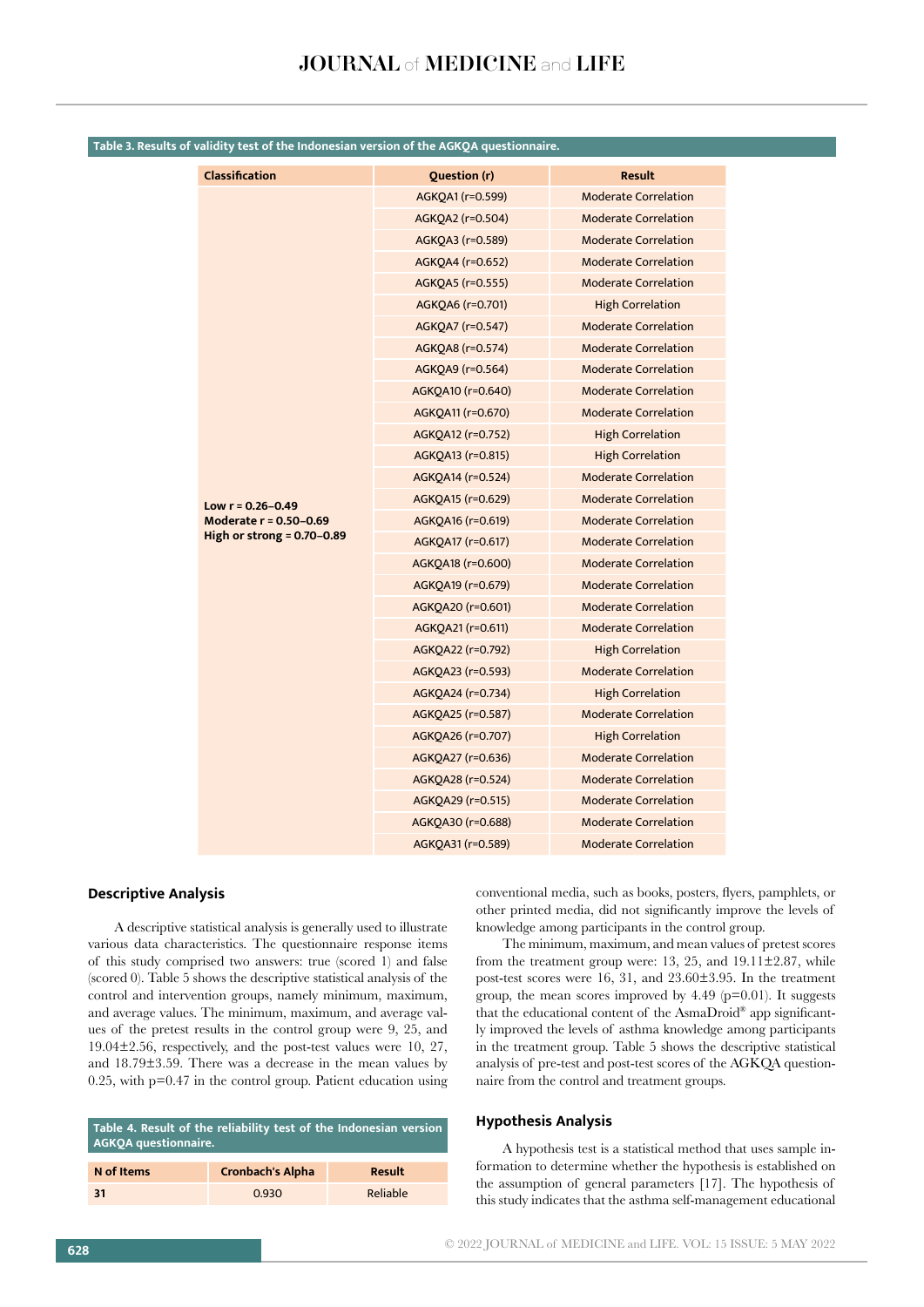**Table 3. Results of validity test of the Indonesian version of the AGKQA questionnaire.**

| Classification | Question (r) | Result |
|---|---|---|
| Low r = 0.26–0.49<br>Moderate r = 0.50–0.69<br>High or strong = 0.70–0.89 | AGKQA1 (r=0.599) | Moderate Correlation |
| | AGKQA2 (r=0.504) | Moderate Correlation |
| | AGKQA3 (r=0.589) | Moderate Correlation |
| | AGKQA4 (r=0.652) | Moderate Correlation |
| | AGKQA5 (r=0.555) | Moderate Correlation |
| | AGKQA6 (r=0.701) | High Correlation |
| | AGKQA7 (r=0.547) | Moderate Correlation |
| | AGKQA8 (r=0.574) | Moderate Correlation |
| | AGKQA9 (r=0.564) | Moderate Correlation |
| | AGKQA10 (r=0.640) | Moderate Correlation |
| | AGKQA11 (r=0.670) | Moderate Correlation |
| | AGKQA12 (r=0.752) | High Correlation |
| | AGKQA13 (r=0.815) | High Correlation |
| | AGKQA14 (r=0.524) | Moderate Correlation |
| | AGKQA15 (r=0.629) | Moderate Correlation |
| | AGKQA16 (r=0.619) | Moderate Correlation |
| | AGKQA17 (r=0.617) | Moderate Correlation |
| | AGKQA18 (r=0.600) | Moderate Correlation |
| | AGKQA19 (r=0.679) | Moderate Correlation |
| | AGKQA20 (r=0.601) | Moderate Correlation |
| | AGKQA21 (r=0.611) | Moderate Correlation |
| | AGKQA22 (r=0.792) | High Correlation |
| | AGKQA23 (r=0.593) | Moderate Correlation |
| | AGKQA24 (r=0.734) | High Correlation |
| | AGKQA25 (r=0.587) | Moderate Correlation |
| | AGKQA26 (r=0.707) | High Correlation |
| | AGKQA27 (r=0.636) | Moderate Correlation |
| | AGKQA28 (r=0.524) | Moderate Correlation |
| | AGKQA29 (r=0.515) | Moderate Correlation |
| | AGKQA30 (r=0.688) | Moderate Correlation |
| | AGKQA31 (r=0.589) | Moderate Correlation |

## Descriptive Analysis

A descriptive statistical analysis is generally used to illustrate various data characteristics. The questionnaire response items of this study comprised two answers: true (scored 1) and false (scored 0). Table 5 shows the descriptive statistical analysis of the control and intervention groups, namely minimum, maximum, and average values. The minimum, maximum, and average values of the pretest results in the control group were 9, 25, and 19.04±2.56, respectively, and the post-test values were 10, 27, and 18.79±3.59. There was a decrease in the mean values by 0.25, with p=0.47 in the control group. Patient education using conventional media, such as books, posters, flyers, pamphlets, or other printed media, did not significantly improve the levels of knowledge among participants in the control group.

The minimum, maximum, and mean values of pretest scores from the treatment group were: 13, 25, and 19.11±2.87, while post-test scores were 16, 31, and 23.60±3.95. In the treatment group, the mean scores improved by 4.49 (p=0.01). It suggests that the educational content of the AsmaDroid® app significantly improved the levels of asthma knowledge among participants in the treatment group. Table 5 shows the descriptive statistical analysis of pre-test and post-test scores of the AGKQA questionnaire from the control and treatment groups.

**Table 4. Result of the reliability test of the Indonesian version AGKQA questionnaire.**

| N of Items | Cronbach's Alpha | Result |
|---|---|---|
| 31 | 0.930 | Reliable |

## Hypothesis Analysis

A hypothesis test is a statistical method that uses sample information to determine whether the hypothesis is established on the assumption of general parameters [17]. The hypothesis of this study indicates that the asthma self-management educational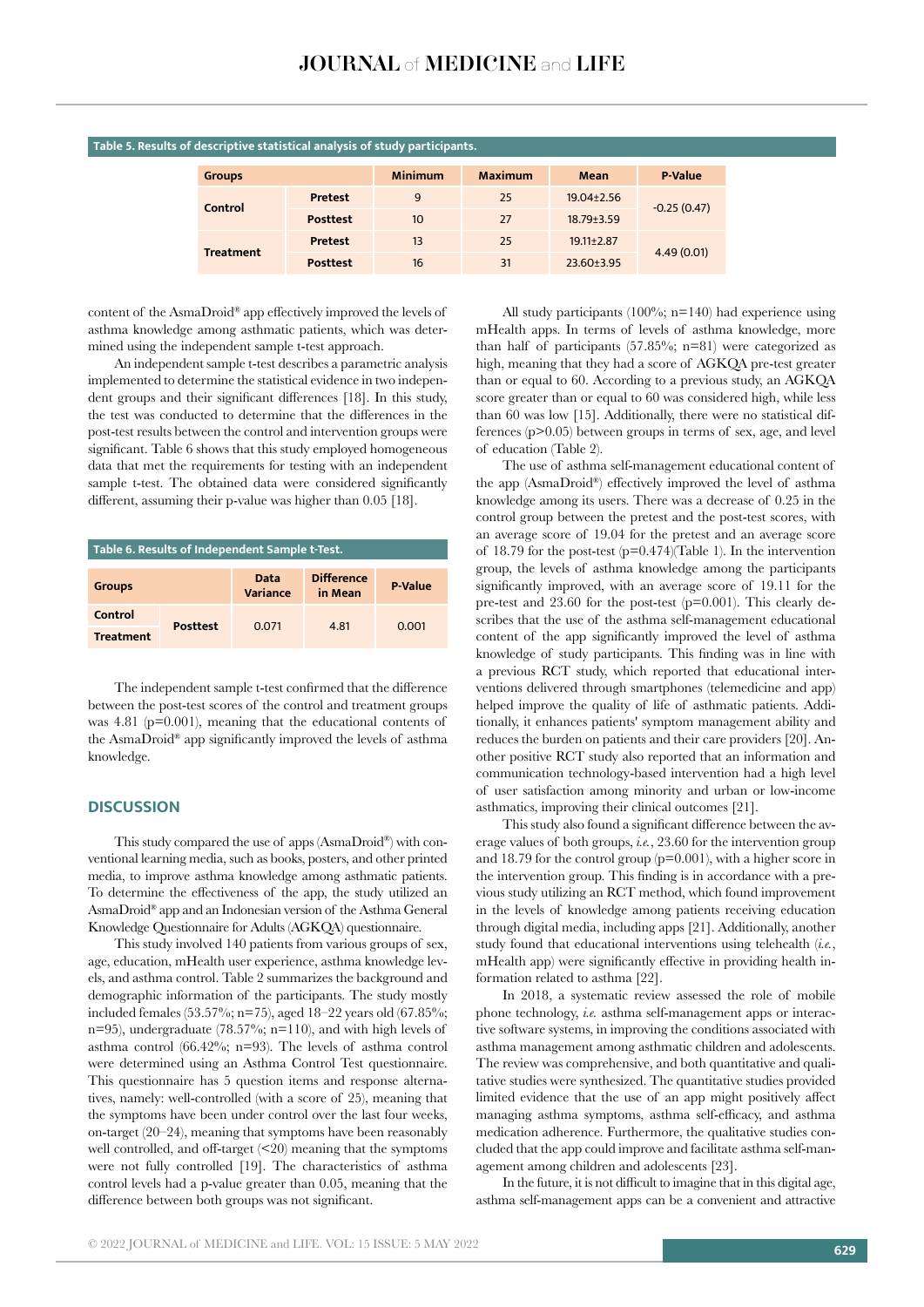**Table 5. Results of descriptive statistical analysis of study participants.**

| Groups | | Minimum | Maximum | Mean | P-Value |
|---|---|---|---|---|---|
| Control | Pretest | 9 | 25 | 19.04±2.56 | -0.25 (0.47) |
| | Posttest | 10 | 27 | 18.79±3.59 | |
| Treatment | Pretest | 13 | 25 | 19.11±2.87 | 4.49 (0.01) |
| | Posttest | 16 | 31 | 23.60±3.95 | |

content of the AsmaDroid® app effectively improved the levels of asthma knowledge among asthmatic patients, which was determined using the independent sample t-test approach.

An independent sample t-test describes a parametric analysis implemented to determine the statistical evidence in two independent groups and their significant differences [18]. In this study, the test was conducted to determine that the differences in the post-test results between the control and intervention groups were significant. Table 6 shows that this study employed homogeneous data that met the requirements for testing with an independent sample t-test. The obtained data were considered significantly different, assuming their p-value was higher than 0.05 [18].

**Table 6. Results of Independent Sample t-Test.**

| Groups | | Data Variance | Difference in Mean | P-Value |
|---|---|---|---|---|
| Control | Posttest | 0.071 | 4.81 | 0.001 |
| Treatment | | | | |

The independent sample t-test confirmed that the difference between the post-test scores of the control and treatment groups was 4.81 (p=0.001), meaning that the educational contents of the AsmaDroid® app significantly improved the levels of asthma knowledge.

## DISCUSSION

This study compared the use of apps (AsmaDroid®) with conventional learning media, such as books, posters, and other printed media, to improve asthma knowledge among asthmatic patients. To determine the effectiveness of the app, the study utilized an AsmaDroid® app and an Indonesian version of the Asthma General Knowledge Questionnaire for Adults (AGKQA) questionnaire.

This study involved 140 patients from various groups of sex, age, education, mHealth user experience, asthma knowledge levels, and asthma control. Table 2 summarizes the background and demographic information of the participants. The study mostly included females (53.57%; n=75), aged 18–22 years old (67.85%; n=95), undergraduate (78.57%; n=110), and with high levels of asthma control (66.42%; n=93). The levels of asthma control were determined using an Asthma Control Test questionnaire. This questionnaire has 5 question items and response alternatives, namely: well-controlled (with a score of 25), meaning that the symptoms have been under control over the last four weeks, on-target (20–24), meaning that symptoms have been reasonably well controlled, and off-target (<20) meaning that the symptoms were not fully controlled [19]. The characteristics of asthma control levels had a p-value greater than 0.05, meaning that the difference between both groups was not significant.

All study participants (100%; n=140) had experience using mHealth apps. In terms of levels of asthma knowledge, more than half of participants (57.85%; n=81) were categorized as high, meaning that they had a score of AGKQA pre-test greater than or equal to 60. According to a previous study, an AGKQA score greater than or equal to 60 was considered high, while less than 60 was low [15]. Additionally, there were no statistical differences (p>0.05) between groups in terms of sex, age, and level of education (Table 2).

The use of asthma self-management educational content of the app (AsmaDroid®) effectively improved the level of asthma knowledge among its users. There was a decrease of 0.25 in the control group between the pretest and the post-test scores, with an average score of 19.04 for the pretest and an average score of 18.79 for the post-test (p=0.474)(Table 1). In the intervention group, the levels of asthma knowledge among the participants significantly improved, with an average score of 19.11 for the pre-test and 23.60 for the post-test (p=0.001). This clearly describes that the use of the asthma self-management educational content of the app significantly improved the level of asthma knowledge of study participants. This finding was in line with a previous RCT study, which reported that educational interventions delivered through smartphones (telemedicine and app) helped improve the quality of life of asthmatic patients. Additionally, it enhances patients' symptom management ability and reduces the burden on patients and their care providers [20]. Another positive RCT study also reported that an information and communication technology-based intervention had a high level of user satisfaction among minority and urban or low-income asthmatics, improving their clinical outcomes [21].

This study also found a significant difference between the average values of both groups, *i.e.*, 23.60 for the intervention group and 18.79 for the control group (p=0.001), with a higher score in the intervention group. This finding is in accordance with a previous study utilizing an RCT method, which found improvement in the levels of knowledge among patients receiving education through digital media, including apps [21]. Additionally, another study found that educational interventions using telehealth (*i.e.*, mHealth app) were significantly effective in providing health information related to asthma [22].

In 2018, a systematic review assessed the role of mobile phone technology, *i.e.* asthma self-management apps or interactive software systems, in improving the conditions associated with asthma management among asthmatic children and adolescents. The review was comprehensive, and both quantitative and qualitative studies were synthesized. The quantitative studies provided limited evidence that the use of an app might positively affect managing asthma symptoms, asthma self-efficacy, and asthma medication adherence. Furthermore, the qualitative studies concluded that the app could improve and facilitate asthma self-management among children and adolescents [23].

In the future, it is not difficult to imagine that in this digital age, asthma self-management apps can be a convenient and attractive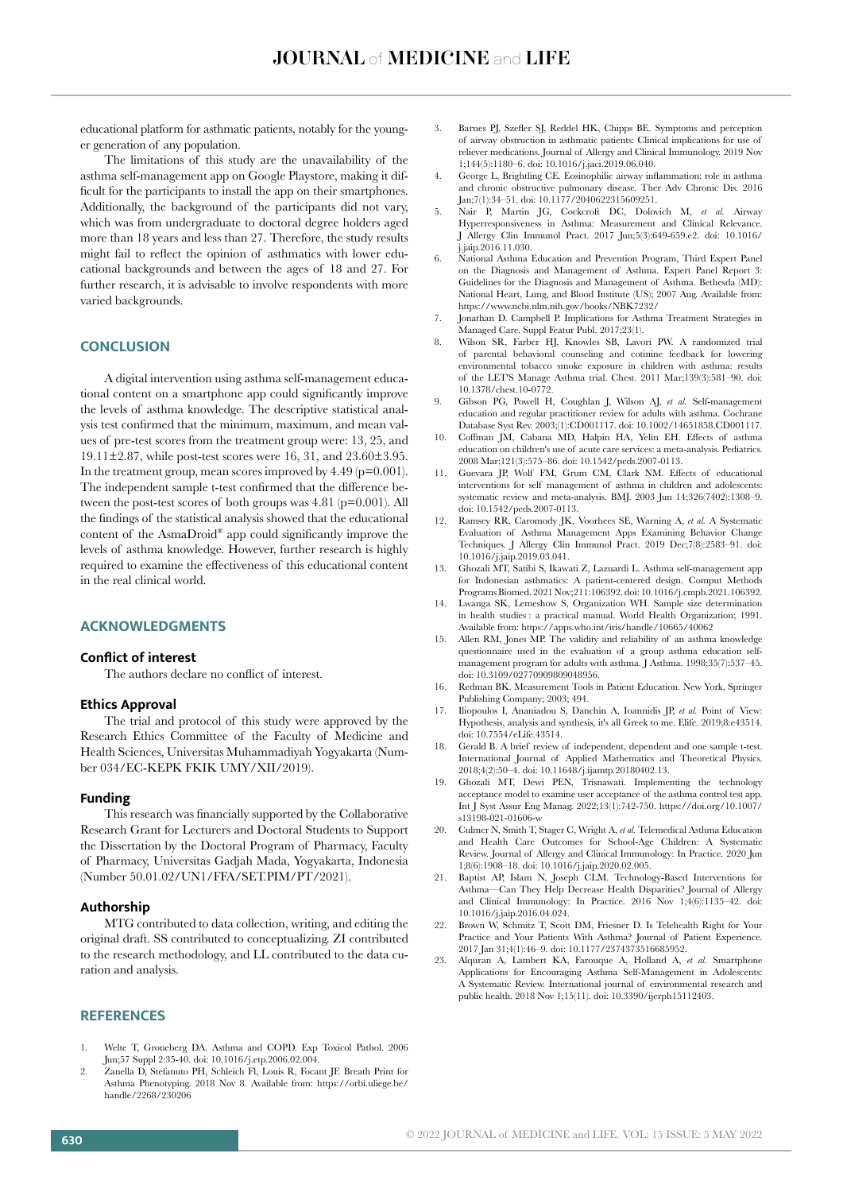educational platform for asthmatic patients, notably for the younger generation of any population.

The limitations of this study are the unavailability of the asthma self-management app on Google Playstore, making it difficult for the participants to install the app on their smartphones. Additionally, the background of the participants did not vary, which was from undergraduate to doctoral degree holders aged more than 18 years and less than 27. Therefore, the study results might fail to reflect the opinion of asthmatics with lower educational backgrounds and between the ages of 18 and 27. For further research, it is advisable to involve respondents with more varied backgrounds.

## CONCLUSION

A digital intervention using asthma self-management educational content on a smartphone app could significantly improve the levels of asthma knowledge. The descriptive statistical analysis test confirmed that the minimum, maximum, and mean values of pre-test scores from the treatment group were: 13, 25, and 19.11±2.87, while post-test scores were 16, 31, and 23.60±3.95. In the treatment group, mean scores improved by 4.49 ($p=0.001$). The independent sample t-test confirmed that the difference between the post-test scores of both groups was 4.81 ($p=0.001$). All the findings of the statistical analysis showed that the educational content of the AsmaDroid® app could significantly improve the levels of asthma knowledge. However, further research is highly required to examine the effectiveness of this educational content in the real clinical world.

## ACKNOWLEDGMENTS

### Conflict of interest

The authors declare no conflict of interest.

### Ethics Approval

The trial and protocol of this study were approved by the Research Ethics Committee of the Faculty of Medicine and Health Sciences, Universitas Muhammadiyah Yogyakarta (Number 034/EC-KEPK FKIK UMY/XII/2019).

### Funding

This research was financially supported by the Collaborative Research Grant for Lecturers and Doctoral Students to Support the Dissertation by the Doctoral Program of Pharmacy, Faculty of Pharmacy, Universitas Gadjah Mada, Yogyakarta, Indonesia (Number 50.01.02/UN1/FFA/SET.PIM/PT/2021).

### Authorship

MTG contributed to data collection, writing, and editing the original draft. SS contributed to conceptualizing. ZI contributed to the research methodology, and LL contributed to the data curation and analysis.

## REFERENCES

1. Welte T, Groneberg DA. Asthma and COPD. Exp Toxicol Pathol. 2006 Jun;57 Suppl 2:35-40. doi: 10.1016/j.etp.2006.02.004.
2. Zanella D, Stefanuto PH, Schleich Fl, Louis R, Focant JF. Breath Print for Asthma Phenotyping. 2018 Nov 8. Available from: https://orbi.uliege.be/handle/2268/230206
3. Barnes PJ, Szefler SJ, Reddel HK, Chipps BE. Symptoms and perception of airway obstruction in asthmatic patients: Clinical implications for use of reliever medications. Journal of Allergy and Clinical Immunology. 2019 Nov 1;144(5):1180–6. doi: 10.1016/j.jaci.2019.06.040.
4. George L, Brightling CE. Eosinophilic airway inflammation: role in asthma and chronic obstructive pulmonary disease. Ther Adv Chronic Dis. 2016 Jan;7(1):34–51. doi: 10.1177/2040622315609251.
5. Nair P, Martin JG, Cockcroft DC, Dolovich M, *et al.* Airway Hyperresponsiveness in Asthma: Measurement and Clinical Relevance. J Allergy Clin Immunol Pract. 2017 Jun;5(3):649-659.e2. doi: 10.1016/j.jaip.2016.11.030.
6. National Asthma Education and Prevention Program, Third Expert Panel on the Diagnosis and Management of Asthma. Expert Panel Report 3: Guidelines for the Diagnosis and Management of Asthma. Bethesda (MD): National Heart, Lung, and Blood Institute (US); 2007 Aug. Available from: https://www.ncbi.nlm.nih.gov/books/NBK7232/
7. Jonathan D. Campbell P. Implications for Asthma Treatment Strategies in Managed Care. Suppl Featur Publ. 2017;23(1).
8. Wilson SR, Farber HJ, Knowles SB, Lavori PW. A randomized trial of parental behavioral counseling and cotinine feedback for lowering environmental tobacco smoke exposure in children with asthma: results of the LET'S Manage Asthma trial. Chest. 2011 Mar;139(3):581–90. doi: 10.1378/chest.10-0772.
9. Gibson PG, Powell H, Coughlan J, Wilson AJ, *et al.* Self-management education and regular practitioner review for adults with asthma. Cochrane Database Syst Rev. 2003;(1):CD001117. doi: 10.1002/14651858.CD001117.
10. Coffman JM, Cabana MD, Halpin HA, Yelin EH. Effects of asthma education on children's use of acute care services: a meta-analysis. Pediatrics. 2008 Mar;121(3):575–86. doi: 10.1542/peds.2007-0113.
11. Guevara JP, Wolf FM, Grum CM, Clark NM. Effects of educational interventions for self management of asthma in children and adolescents: systematic review and meta-analysis. BMJ. 2003 Jun 14;326(7402):1308–9. doi: 10.1542/peds.2007-0113.
12. Ramsey RR, Caromody JK, Voorhees SE, Warning A, *et al.* A Systematic Evaluation of Asthma Management Apps Examining Behavior Change Techniques. J Allergy Clin Immunol Pract. 2019 Dec;7(8):2583–91. doi: 10.1016/j.jaip.2019.03.041.
13. Ghozali MT, Satibi S, Ikawati Z, Lazuardi L. Asthma self-management app for Indonesian asthmatics: A patient-centered design. Comput Methods Programs Biomed. 2021 Nov;211:106392. doi: 10.1016/j.cmpb.2021.106392.
14. Lwanga SK, Lemeshow S, Organization WH. Sample size determination in health studies : a practical manual. World Health Organization; 1991. Available from: https://apps.who.int/iris/handle/10665/40062
15. Allen RM, Jones MP. The validity and reliability of an asthma knowledge questionnaire used in the evaluation of a group asthma education self-management program for adults with asthma. J Asthma. 1998;35(7):537–45. doi: 10.3109/02770909809048956.
16. Redman BK. Measurement Tools in Patient Education. New York, Springer Publishing Company; 2003; 494.
17. Iliopoulos I, Ananiadou S, Danchin A, Ioannidis JP, *et al.* Point of View: Hypothesis, analysis and synthesis, it's all Greek to me. Elife. 2019;8:e43514. doi: 10.7554/eLife.43514.
18. Gerald B. A brief review of independent, dependent and one sample t-test. International Journal of Applied Mathematics and Theoretical Physics. 2018;4(2):50–4. doi: 10.11648/j.ijamtp.20180402.13.
19. Ghozali MT, Dewi PEN, Trisnawati. Implementing the technology acceptance model to examine user acceptance of the asthma control test app. Int J Syst Assur Eng Manag. 2022;13(1):742-750. https://doi.org/10.1007/s13198-021-01606-w
20. Culmer N, Smith T, Stager C, Wright A, *et al.* Telemedical Asthma Education and Health Care Outcomes for School-Age Children: A Systematic Review. Journal of Allergy and Clinical Immunology: In Practice. 2020 Jun 1;8(6):1908–18. doi: 10.1016/j.jaip.2020.02.005.
21. Baptist AP, Islam N, Joseph CLM. Technology-Based Interventions for Asthma—Can They Help Decrease Health Disparities? Journal of Allergy and Clinical Immunology: In Practice. 2016 Nov 1;4(6):1135–42. doi: 10.1016/j.jaip.2016.04.024.
22. Brown W, Schmitz T, Scott DM, Friesner D. Is Telehealth Right for Your Practice and Your Patients With Asthma? Journal of Patient Experience. 2017 Jan 31;4(1):46–9. doi: 10.1177/2374373516685952.
23. Alquran A, Lambert KA, Farouque A, Holland A, *et al.* Smartphone Applications for Encouraging Asthma Self-Management in Adolescents: A Systematic Review. International journal of environmental research and public health. 2018 Nov 1;15(11). doi: 10.3390/ijerph15112403.